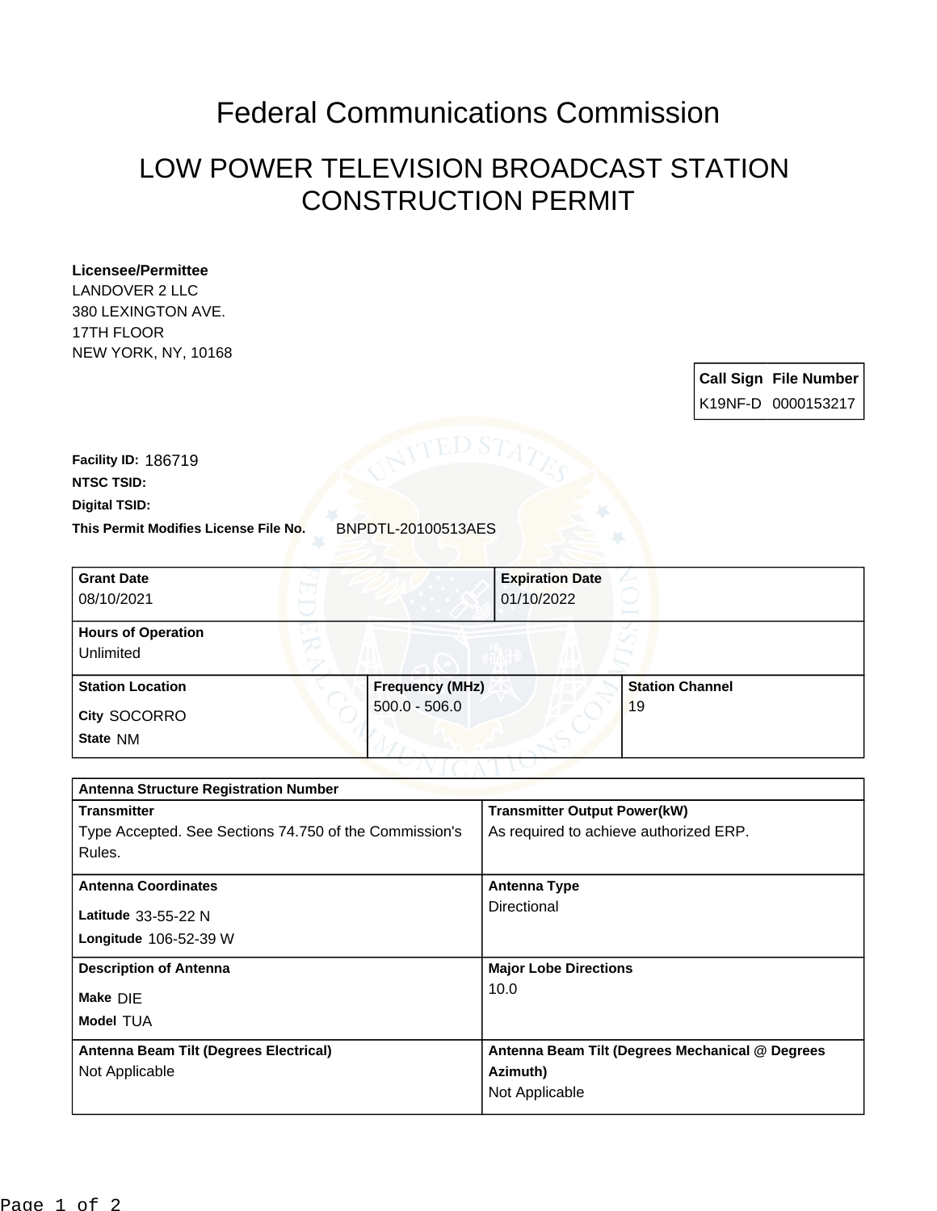# Federal Communications Commission

## LOW POWER TELEVISION BROADCAST STATION CONSTRUCTION PERMIT

**Licensee/Permittee**
LANDOVER 2 LLC
380 LEXINGTON AVE.
17TH FLOOR
NEW YORK, NY, 10168

| Call Sign | File Number |
|---|---|
| K19NF-D | 0000153217 |

**Facility ID:** 186719
**NTSC TSID:**
**Digital TSID:**
**This Permit Modifies License File No.** BNPDTL-20100513AES

| **Grant Date** | **Expiration Date** |
|---|---|
| 08/10/2021 | 01/10/2022 |

| **Hours of Operation** |
|---|
| Unlimited |

| **Station Location** | **Frequency (MHz)** | **Station Channel** |
|---|---|---|
| **City** SOCORRO<br>**State** NM | 500.0 - 506.0 | 19 |

| **Antenna Structure Registration Number** | |
|---|---|
| **Transmitter**<br>Type Accepted. See Sections 74.750 of the Commission's Rules. | **Transmitter Output Power(kW)**<br>As required to achieve authorized ERP. |
| **Antenna Coordinates**<br>**Latitude** 33-55-22 N<br>**Longitude** 106-52-39 W | **Antenna Type**<br>Directional |
| **Description of Antenna**<br>**Make** DIE<br>**Model** TUA | **Major Lobe Directions**<br>10.0 |
| **Antenna Beam Tilt (Degrees Electrical)**<br>Not Applicable | **Antenna Beam Tilt (Degrees Mechanical @ Degrees Azimuth)**<br>Not Applicable |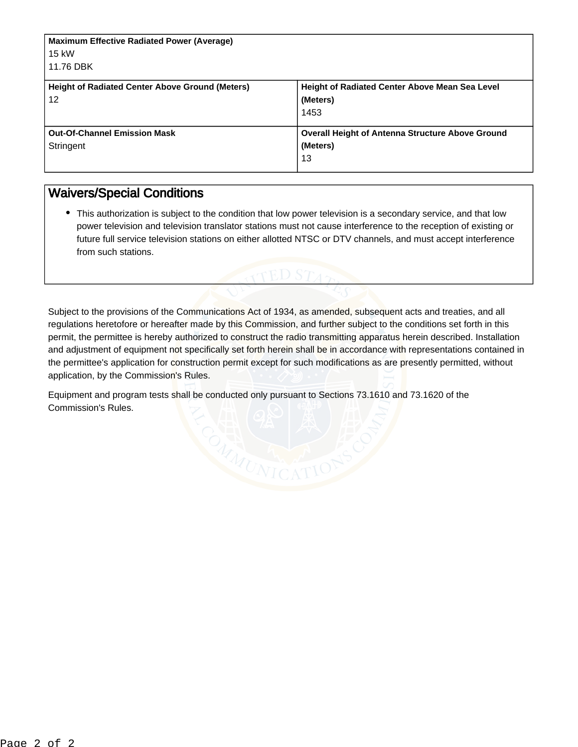| | |
|---|---|
| **Maximum Effective Radiated Power (Average)**<br>15 kW<br>11.76 DBK | |
| **Height of Radiated Center Above Ground (Meters)**<br>12 | **Height of Radiated Center Above Mean Sea Level (Meters)**<br>1453 |
| **Out-Of-Channel Emission Mask**<br>Stringent | **Overall Height of Antenna Structure Above Ground (Meters)**<br>13 |

## Waivers/Special Conditions

- This authorization is subject to the condition that low power television is a secondary service, and that low power television and television translator stations must not cause interference to the reception of existing or future full service television stations on either allotted NTSC or DTV channels, and must accept interference from such stations.

Subject to the provisions of the Communications Act of 1934, as amended, subsequent acts and treaties, and all regulations heretofore or hereafter made by this Commission, and further subject to the conditions set forth in this permit, the permittee is hereby authorized to construct the radio transmitting apparatus herein described. Installation and adjustment of equipment not specifically set forth herein shall be in accordance with representations contained in the permittee's application for construction permit except for such modifications as are presently permitted, without application, by the Commission's Rules.

Equipment and program tests shall be conducted only pursuant to Sections 73.1610 and 73.1620 of the Commission's Rules.